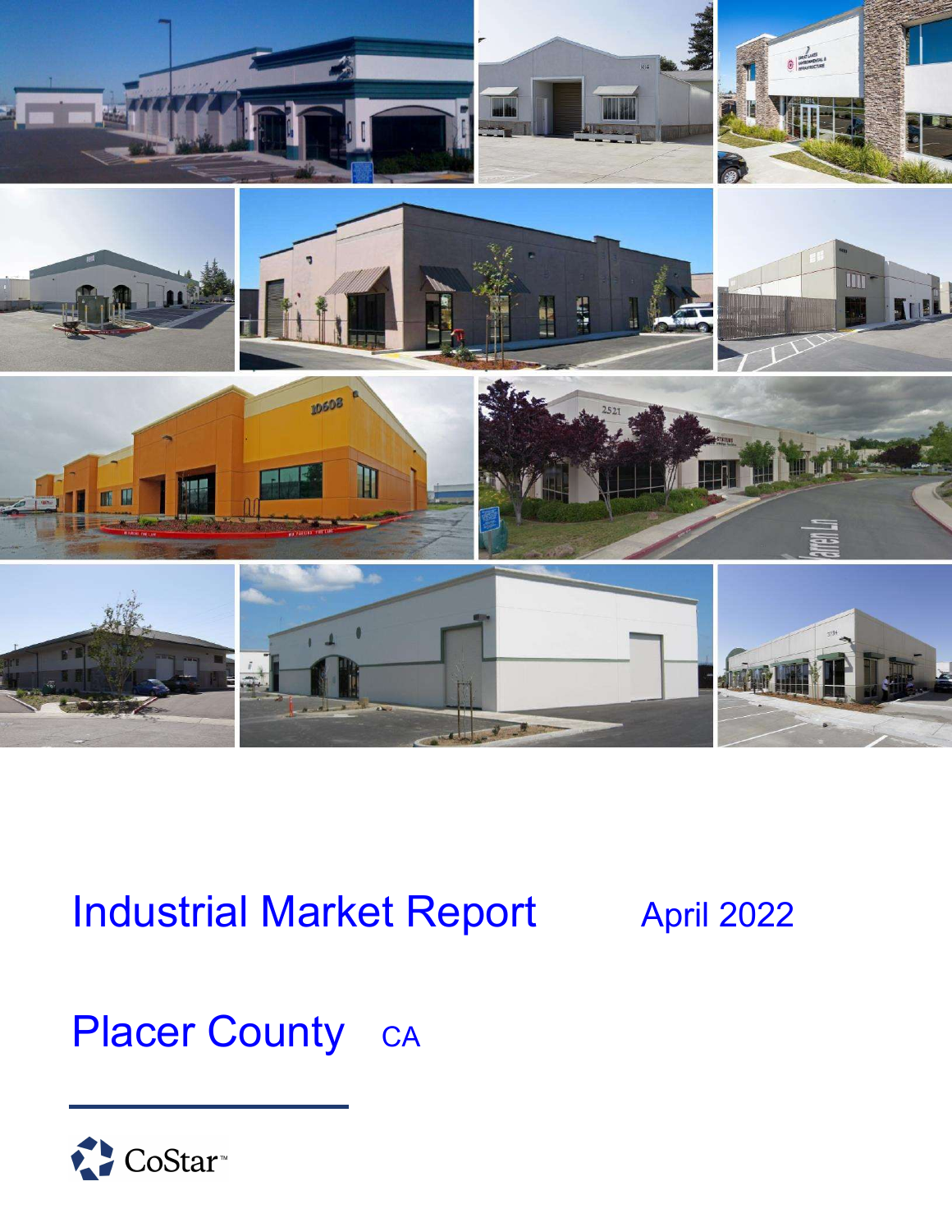# Industrial Market Report

April 2022

## Placer County CA

CoStar™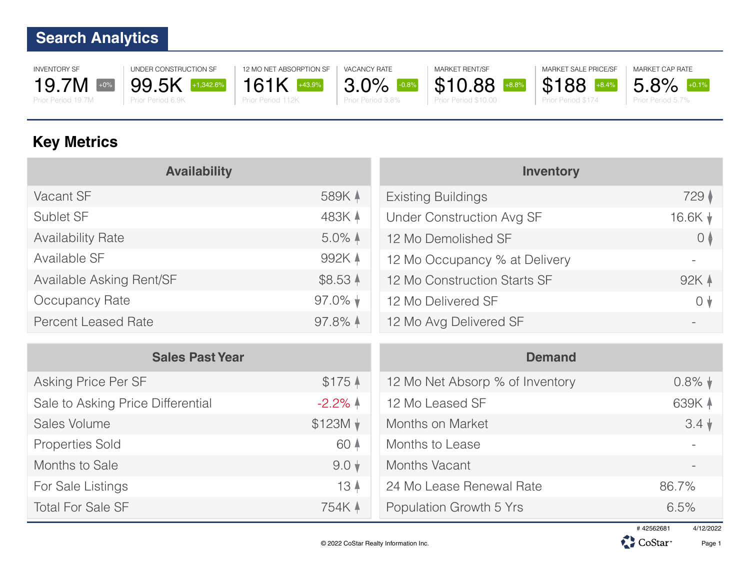## Search Analytics

| INVENTORY SF | UNDER CONSTRUCTION SF | 12 MO NET ABSORPTION SF | VACANCY RATE | MARKET RENT/SF | MARKET SALE PRICE/SF | MARKET CAP RATE |
|---|---|---|---|---|---|---|
| 19.7M +0% | 99.5K +1,342.6% | 161K +43.9% | 3.0% -0.8% | $10.88 +8.8% | $188 +8.4% | 5.8% +0.1% |
| Prior Period 19.7M | Prior Period 6.9K | Prior Period 112K | Prior Period 3.8% | Prior Period $10.00 | Prior Period $174 | Prior Period 5.7% |

## Key Metrics

| Availability | |
|---|---|
| Vacant SF | 589K ▲ |
| Sublet SF | 483K ▲ |
| Availability Rate | 5.0% ▲ |
| Available SF | 992K ▲ |
| Available Asking Rent/SF | $8.53 ▲ |
| Occupancy Rate | 97.0% ▼ |
| Percent Leased Rate | 97.8% ▲ |

| Inventory | |
|---|---|
| Existing Buildings | 729 ◆ |
| Under Construction Avg SF | 16.6K ▼ |
| 12 Mo Demolished SF | 0 ◆ |
| 12 Mo Occupancy % at Delivery | - |
| 12 Mo Construction Starts SF | 92K ▲ |
| 12 Mo Delivered SF | 0 ▼ |
| 12 Mo Avg Delivered SF | - |

| Sales Past Year | |
|---|---|
| Asking Price Per SF | $175 ▲ |
| Sale to Asking Price Differential | -2.2% ▲ |
| Sales Volume | $123M ▼ |
| Properties Sold | 60 ▲ |
| Months to Sale | 9.0 ▼ |
| For Sale Listings | 13 ▲ |
| Total For Sale SF | 754K ▲ |

| Demand | |
|---|---|
| 12 Mo Net Absorp % of Inventory | 0.8% ▼ |
| 12 Mo Leased SF | 639K ▲ |
| Months on Market | 3.4 ▼ |
| Months to Lease | - |
| Months Vacant | - |
| 24 Mo Lease Renewal Rate | 86.7% |
| Population Growth 5 Yrs | 6.5% |

# 42562681 4/12/2022

© 2022 CoStar Realty Information Inc.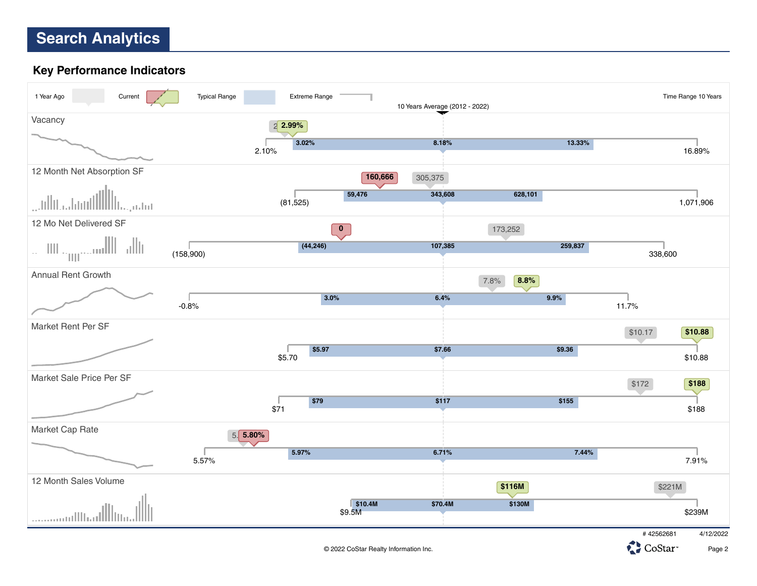# Search Analytics

## Key Performance Indicators

1 Year Ago | Current | Typical Range | Extreme Range | Time Range 10 Years

10 Years Average (2012 - 2022)

| Indicator | 1 Year Ago | Current | Extreme Low | Typical Low | 10 Years Average | Typical High | Extreme High |
|---|---|---|---|---|---|---|---|
| Vacancy | 2. | 2.99% | 2.10% | 3.02% | 8.18% | 13.33% | 16.89% |
| 12 Month Net Absorption SF | 305,375 | 160,666 | (81,525) | 59,476 | 343,608 | 628,101 | 1,071,906 |
| 12 Mo Net Delivered SF | 173,252 | 0 | (158,900) | (44,246) | 107,385 | 259,837 | 338,600 |
| Annual Rent Growth | 7.8% | 8.8% | -0.8% | 3.0% | 6.4% | 9.9% | 11.7% |
| Market Rent Per SF | $10.17 | $10.88 | $5.70 | $5.97 | $7.66 | $9.36 | $10.88 |
| Market Sale Price Per SF | $172 | $188 | $71 | $79 | $117 | $155 | $188 |
| Market Cap Rate | 5. | 5.80% | 5.57% | 5.97% | 6.71% | 7.44% | 7.91% |
| 12 Month Sales Volume | $221M | $116M | $9.5M | $10.4M | $70.4M | $130M | $239M |

# 42562681 4/12/2022

© 2022 CoStar Realty Information Inc.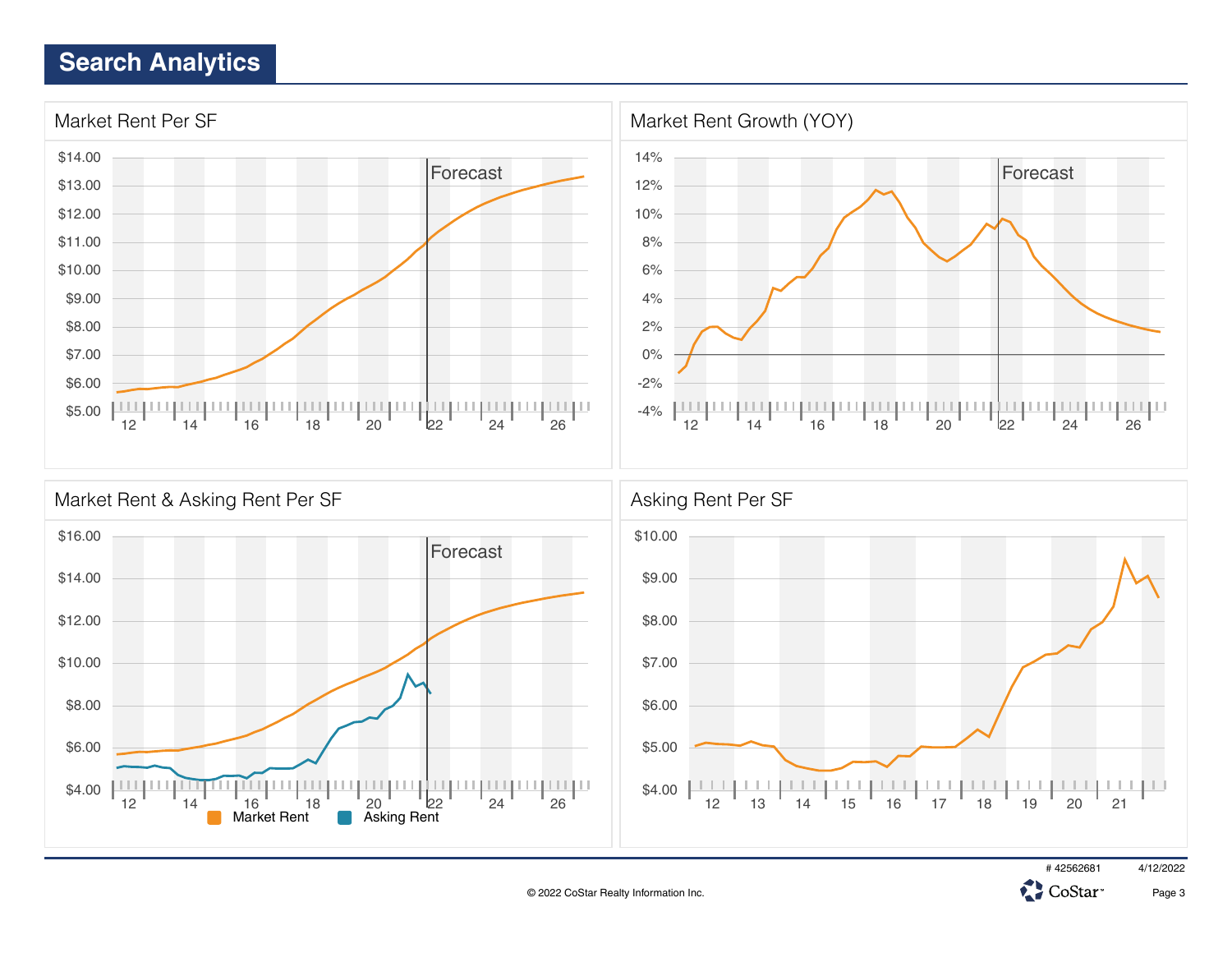## Search Analytics

### Market Rent Per SF

$14.00
$13.00
$12.00
$11.00
$10.00
$9.00
$8.00
$7.00
$6.00
$5.00

Forecast

12 14 16 18 20 22 24 26

### Market Rent Growth (YOY)

14%
12%
10%
8%
6%
4%
2%
0%
-2%
-4%

Forecast

12 14 16 18 20 22 24 26

### Market Rent & Asking Rent Per SF

$16.00
$14.00
$12.00
$10.00
$8.00
$6.00
$4.00

Forecast

12 14 16 18 20 22 24 26

Market Rent    Asking Rent

### Asking Rent Per SF

$10.00
$9.00
$8.00
$7.00
$6.00
$5.00
$4.00

12 13 14 15 16 17 18 19 20 21

# 42562681    4/12/2022

© 2022 CoStar Realty Information Inc.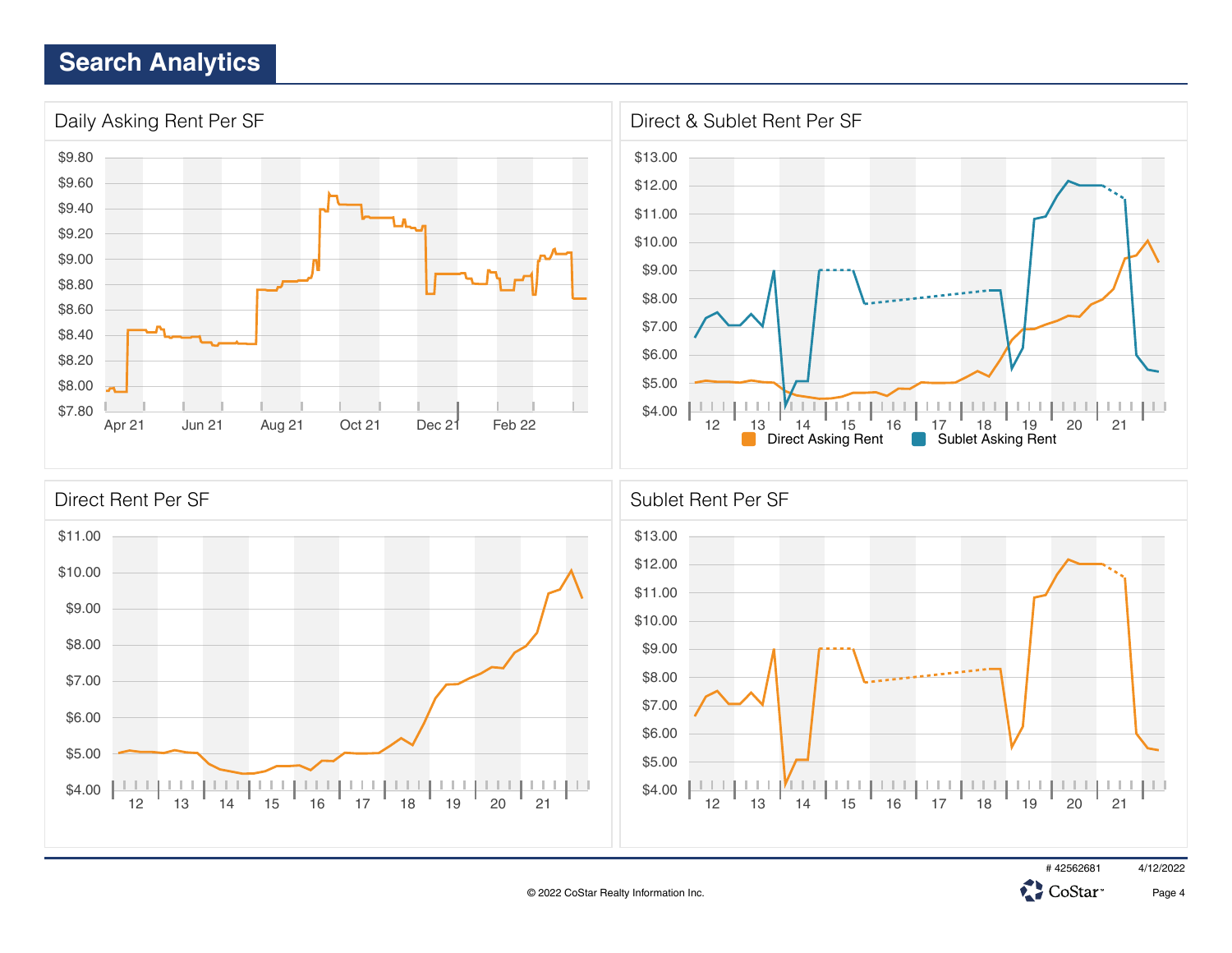# Search Analytics

## Daily Asking Rent Per SF

$9.80
$9.60
$9.40
$9.20
$9.00
$8.80
$8.60
$8.40
$8.20
$8.00
$7.80

Apr 21 | Jun 21 | Aug 21 | Oct 21 | Dec 21 | Feb 22

## Direct & Sublet Rent Per SF

$13.00
$12.00
$11.00
$10.00
$9.00
$8.00
$7.00
$6.00
$5.00
$4.00

12 | 13 | 14 | 15 | 16 | 17 | 18 | 19 | 20 | 21

Direct Asking Rent | Sublet Asking Rent

## Direct Rent Per SF

$11.00
$10.00
$9.00
$8.00
$7.00
$6.00
$5.00
$4.00

12 | 13 | 14 | 15 | 16 | 17 | 18 | 19 | 20 | 21

## Sublet Rent Per SF

$13.00
$12.00
$11.00
$10.00
$9.00
$8.00
$7.00
$6.00
$5.00
$4.00

12 | 13 | 14 | 15 | 16 | 17 | 18 | 19 | 20 | 21

# 42562681 4/12/2022

© 2022 CoStar Realty Information Inc.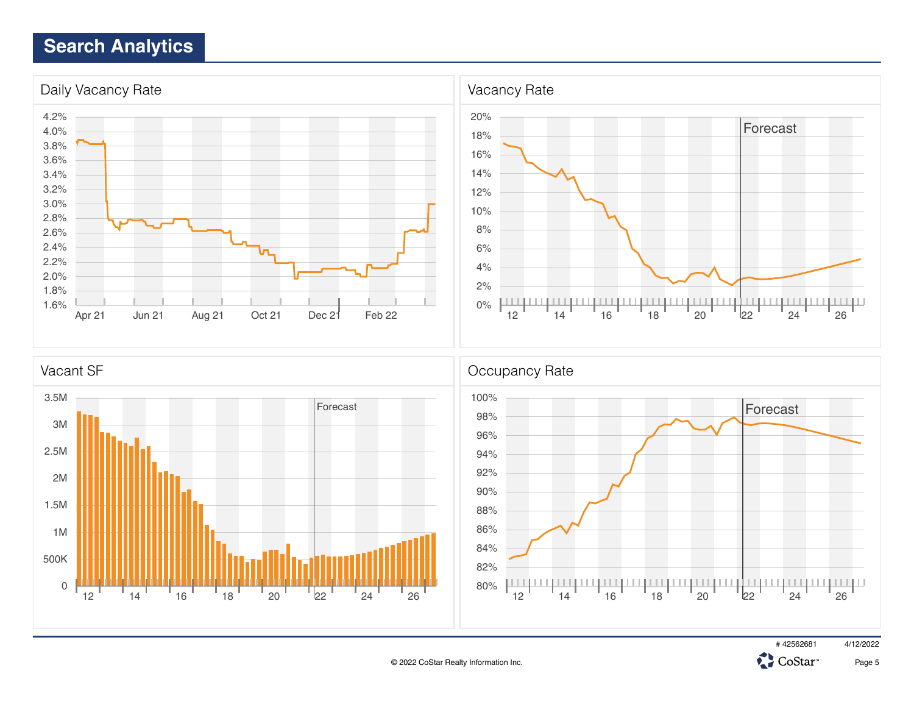# Search Analytics

## Daily Vacancy Rate

4.2%
4.0%
3.8%
3.6%
3.4%
3.2%
3.0%
2.8%
2.6%
2.4%
2.2%
2.0%
1.8%
1.6%

Apr 21 Jun 21 Aug 21 Oct 21 Dec 21 Feb 22

## Vacancy Rate

Forecast

20%
18%
16%
14%
12%
10%
8%
6%
4%
2%
0%

12 14 16 18 20 22 24 26

## Vacant SF

Forecast

3.5M
3M
2.5M
2M
1.5M
1M
500K
0

12 14 16 18 20 22 24 26

## Occupancy Rate

Forecast

100%
98%
96%
94%
92%
90%
88%
86%
84%
82%
80%

12 14 16 18 20 22 24 26

© 2022 CoStar Realty Information Inc.

# 42562681 4/12/2022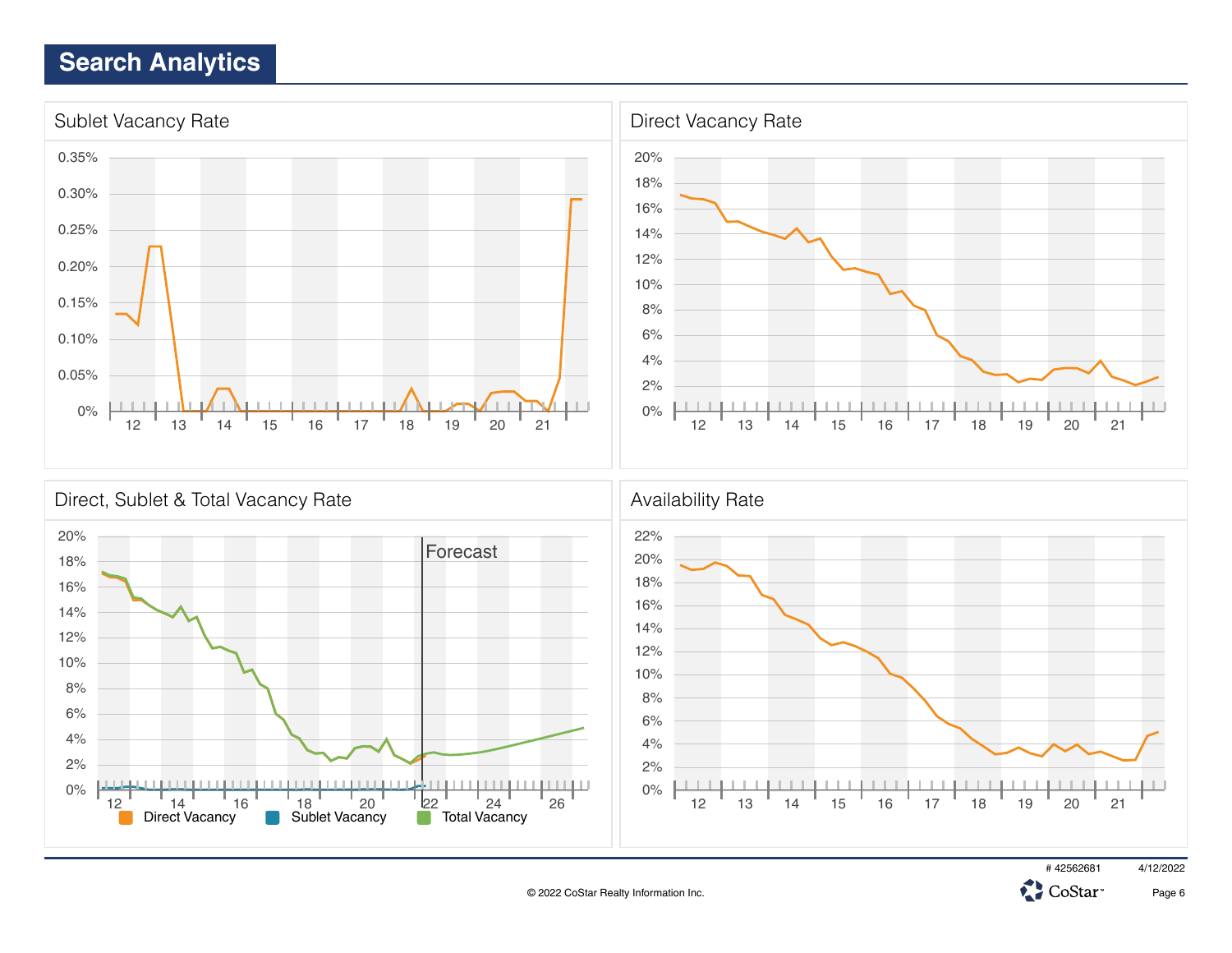# Search Analytics

## Sublet Vacancy Rate

0.35%
0.30%
0.25%
0.20%
0.15%
0.10%
0.05%
0%

12 13 14 15 16 17 18 19 20 21

## Direct Vacancy Rate

20%
18%
16%
14%
12%
10%
8%
6%
4%
2%
0%

12 13 14 15 16 17 18 19 20 21

## Direct, Sublet & Total Vacancy Rate

20%
18%
16%
14%
12%
10%
8%
6%
4%
2%
0%

Forecast

12 14 16 18 20 22 24 26

Direct Vacancy Sublet Vacancy Total Vacancy

## Availability Rate

22%
20%
18%
16%
14%
12%
10%
8%
6%
4%
2%
0%

12 13 14 15 16 17 18 19 20 21

# 42562681 4/12/2022

© 2022 CoStar Realty Information Inc.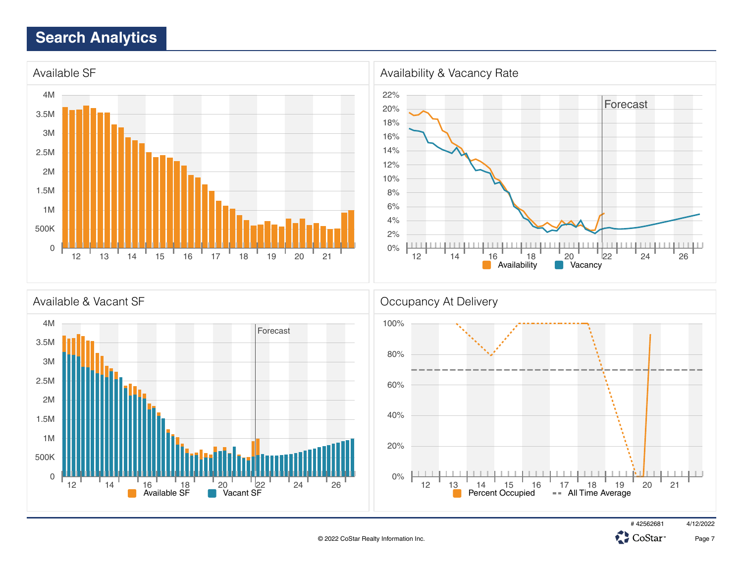## Search Analytics

### Available SF

4M
3.5M
3M
2.5M
2M
1.5M
1M
500K
0

12 13 14 15 16 17 18 19 20 21

### Availability & Vacancy Rate

22%
20%
18%
16%
14%
12%
10%
8%
6%
4%
2%
0%

Forecast

12 14 16 18 20 22 24 26

Availability Vacancy

### Available & Vacant SF

4M
3.5M
3M
2.5M
2M
1.5M
1M
500K
0

Forecast

12 14 16 18 20 22 24 26

Available SF Vacant SF

### Occupancy At Delivery

100%
80%
60%
40%
20%
0%

12 13 14 15 16 17 18 19 20 21

Percent Occupied All Time Average

# 42562681 4/12/2022

© 2022 CoStar Realty Information Inc.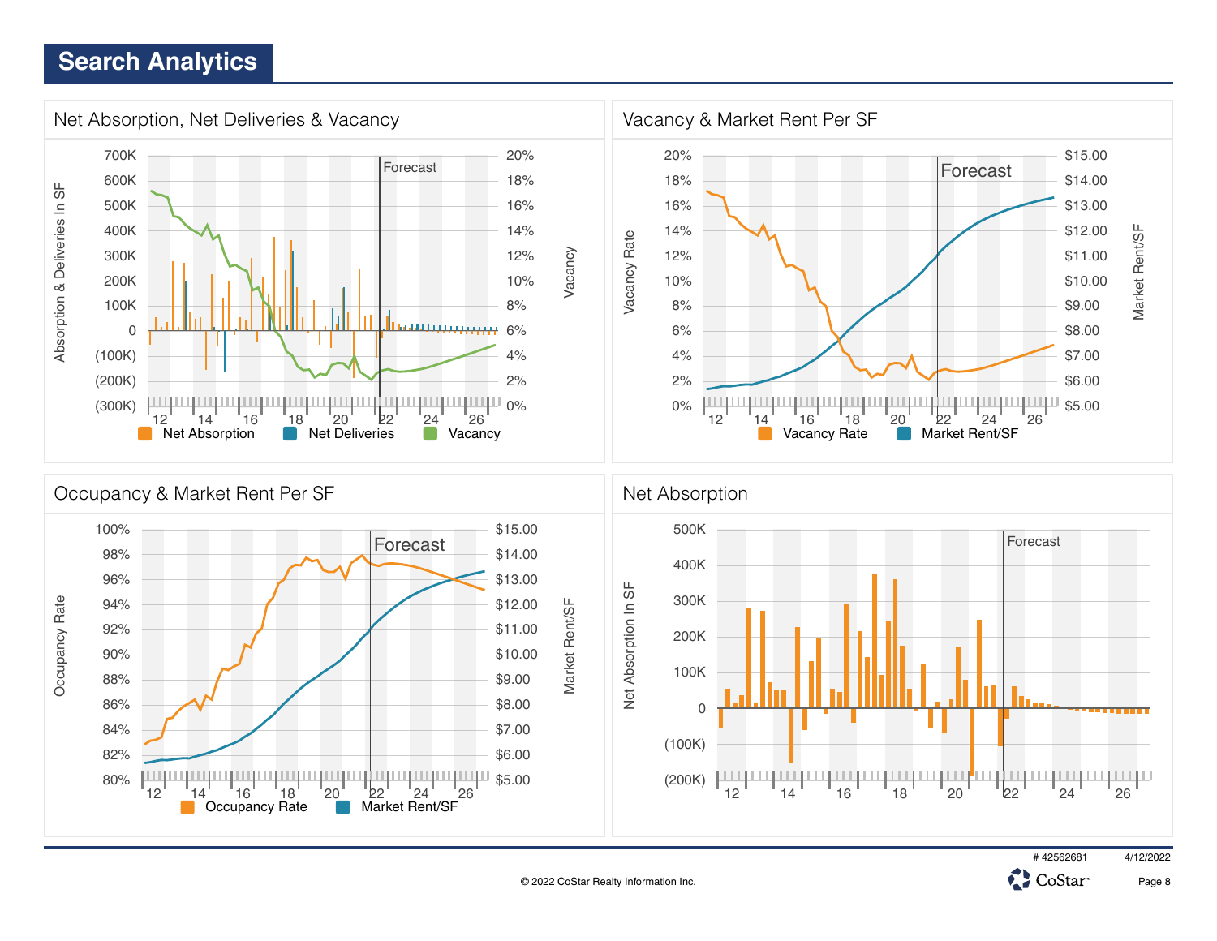# Search Analytics

## Net Absorption, Net Deliveries & Vacancy

Absorption & Deliveries In SF: 700K, 600K, 500K, 400K, 300K, 200K, 100K, 0, (100K), (200K), (300K)

Vacancy: 20%, 18%, 16%, 14%, 12%, 10%, 8%, 6%, 4%, 2%, 0%

Forecast

12, 14, 16, 18, 20, 22, 24, 26

Net Absorption | Net Deliveries | Vacancy

## Vacancy & Market Rent Per SF

Vacancy Rate: 20%, 18%, 16%, 14%, 12%, 10%, 8%, 6%, 4%, 2%, 0%

Market Rent/SF: $15.00, $14.00, $13.00, $12.00, $11.00, $10.00, $9.00, $8.00, $7.00, $6.00, $5.00

Forecast

12, 14, 16, 18, 20, 22, 24, 26

Vacancy Rate | Market Rent/SF

## Occupancy & Market Rent Per SF

Occupancy Rate: 100%, 98%, 96%, 94%, 92%, 90%, 88%, 86%, 84%, 82%, 80%

Market Rent/SF: $15.00, $14.00, $13.00, $12.00, $11.00, $10.00, $9.00, $8.00, $7.00, $6.00, $5.00

Forecast

12, 14, 16, 18, 20, 22, 24, 26

Occupancy Rate | Market Rent/SF

## Net Absorption

Net Absorption In SF: 500K, 400K, 300K, 200K, 100K, 0, (100K), (200K)

Forecast

12, 14, 16, 18, 20, 22, 24, 26

# 42562681 4/12/2022

© 2022 CoStar Realty Information Inc.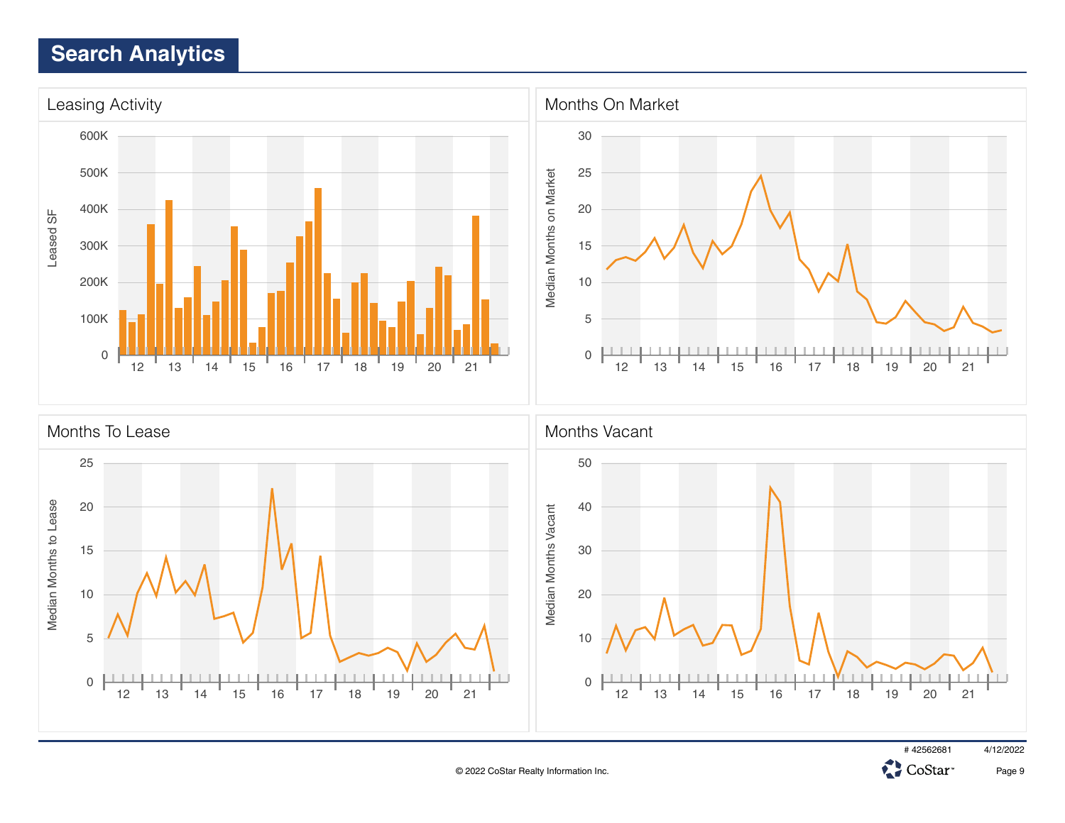# Search Analytics

## Leasing Activity

Leased SF

600K
500K
400K
300K
200K
100K
0

12 13 14 15 16 17 18 19 20 21

## Months On Market

Median Months on Market

30
25
20
15
10
5
0

12 13 14 15 16 17 18 19 20 21

## Months To Lease

Median Months to Lease

25
20
15
10
5
0

12 13 14 15 16 17 18 19 20 21

## Months Vacant

Median Months Vacant

50
40
30
20
10
0

12 13 14 15 16 17 18 19 20 21

# 42562681 4/12/2022

© 2022 CoStar Realty Information Inc.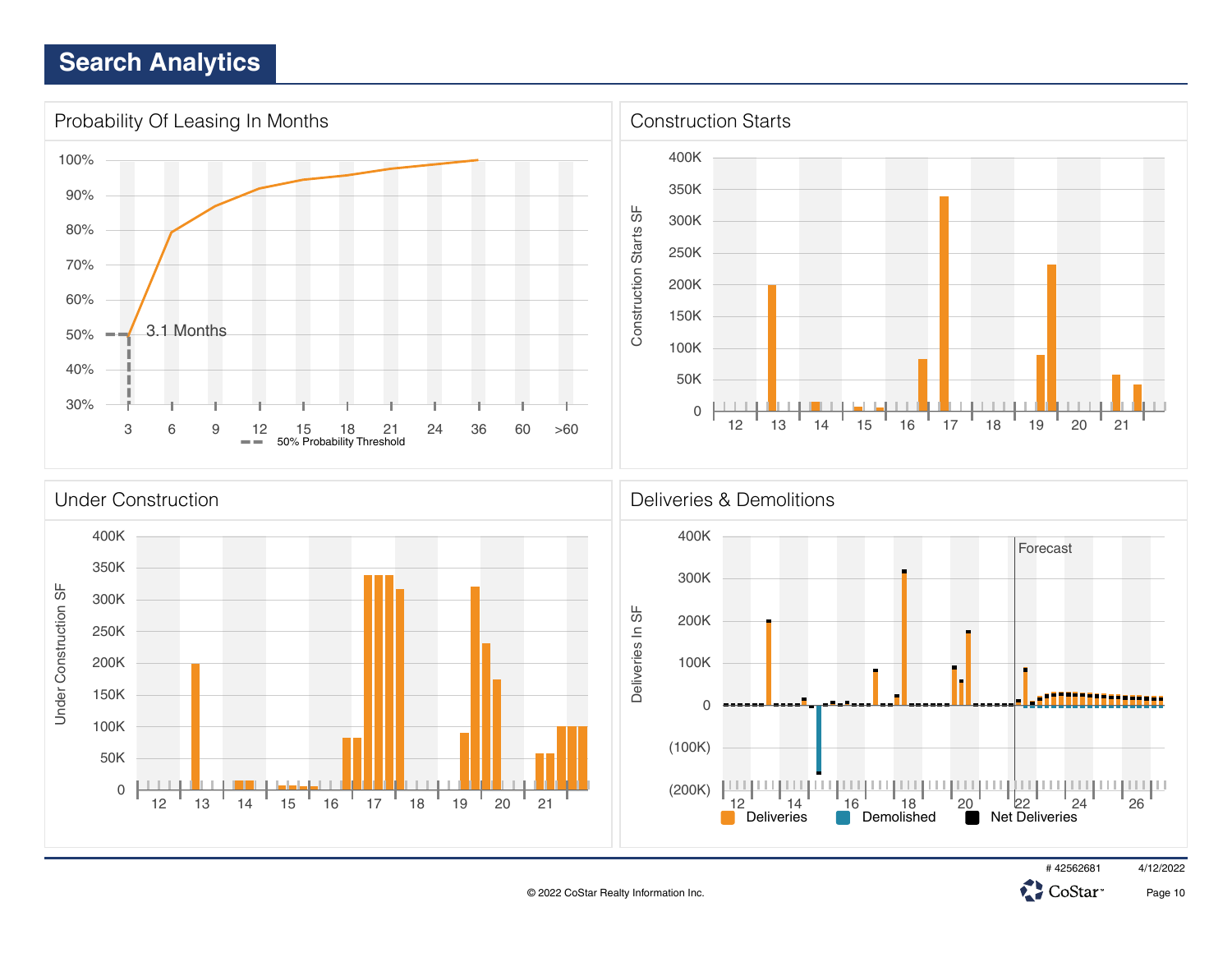# Search Analytics

## Probability Of Leasing In Months

100%
90%
80%
70%
60%
50%
40%
30%

3.1 Months

3 6 9 12 15 18 21 24 36 60 >60

50% Probability Threshold

## Construction Starts

Construction Starts SF

400K
350K
300K
250K
200K
150K
100K
50K
0

12 13 14 15 16 17 18 19 20 21

## Under Construction

Under Construction SF

400K
350K
300K
250K
200K
150K
100K
50K
0

12 13 14 15 16 17 18 19 20 21

## Deliveries & Demolitions

Deliveries In SF

400K
300K
200K
100K
0
(100K)
(200K)

Forecast

12 14 16 18 20 22 24 26

Deliveries Demolished Net Deliveries

# 42562681 4/12/2022

© 2022 CoStar Realty Information Inc.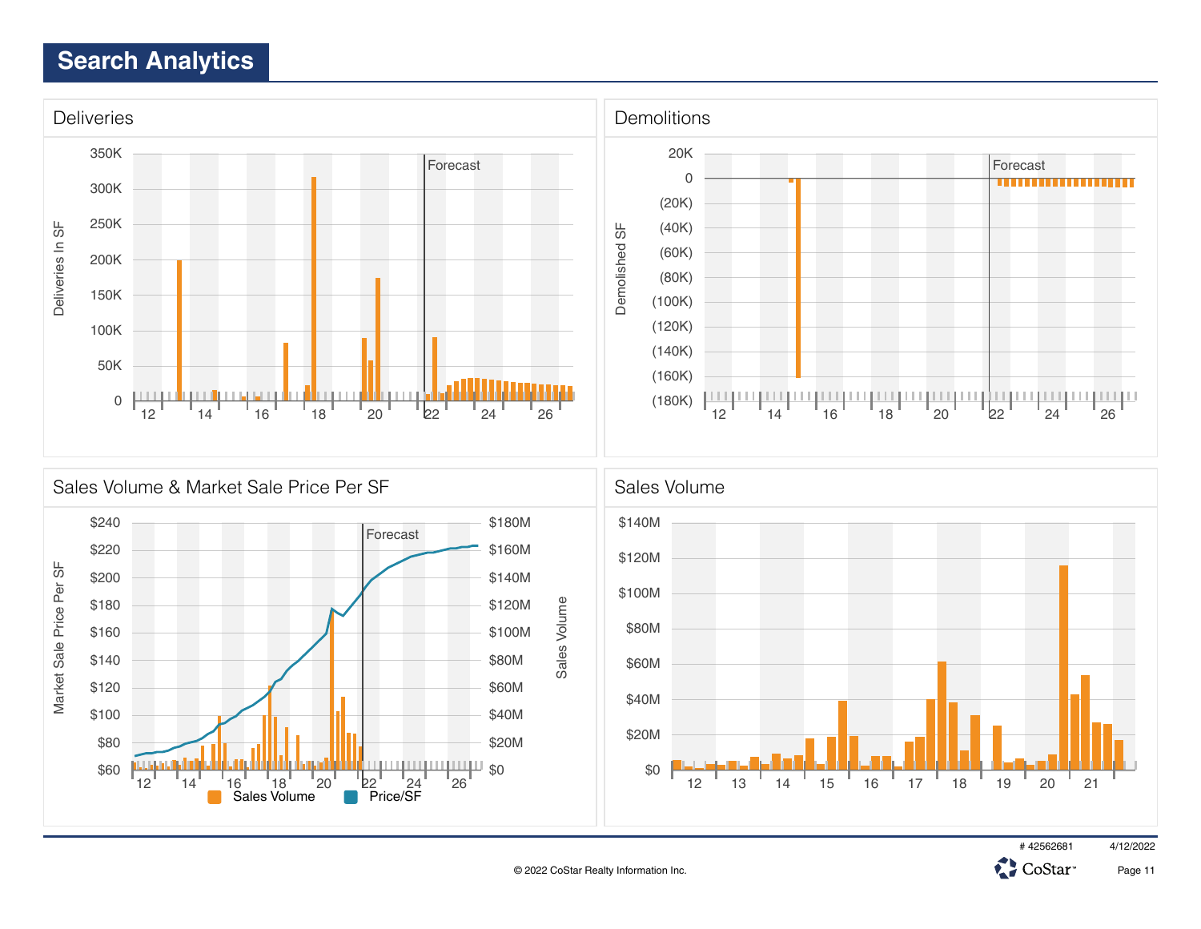## Search Analytics

### Deliveries

Deliveries In SF

350K, 300K, 250K, 200K, 150K, 100K, 50K, 0

Forecast

12, 14, 16, 18, 20, 22, 24, 26

### Demolitions

Demolished SF

20K, 0, (20K), (40K), (60K), (80K), (100K), (120K), (140K), (160K), (180K)

Forecast

12, 14, 16, 18, 20, 22, 24, 26

### Sales Volume & Market Sale Price Per SF

Market Sale Price Per SF: $240, $220, $200, $180, $160, $140, $120, $100, $80, $60

Sales Volume: $180M, $160M, $140M, $120M, $100M, $80M, $60M, $40M, $20M, $0

Forecast

12, 14, 16, 18, 20, 22, 24, 26

Sales Volume | Price/SF

### Sales Volume

$140M, $120M, $100M, $80M, $60M, $40M, $20M, $0

12, 13, 14, 15, 16, 17, 18, 19, 20, 21

# 42562681 4/12/2022

© 2022 CoStar Realty Information Inc.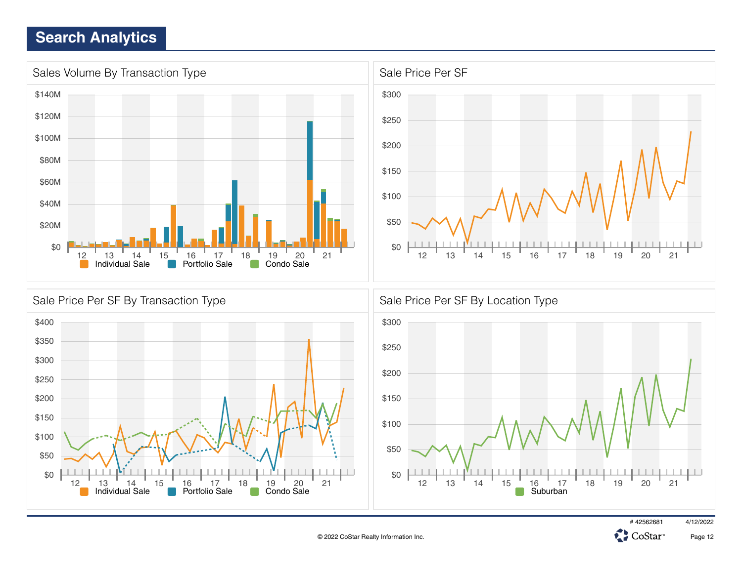# Search Analytics

## Sales Volume By Transaction Type

$140M
$120M
$100M
$80M
$60M
$40M
$20M
$0

12 13 14 15 16 17 18 19 20 21

Individual Sale | Portfolio Sale | Condo Sale

## Sale Price Per SF

$300
$250
$200
$150
$100
$50
$0

12 13 14 15 16 17 18 19 20 21

## Sale Price Per SF By Transaction Type

$400
$350
$300
$250
$200
$150
$100
$50
$0

12 13 14 15 16 17 18 19 20 21

Individual Sale | Portfolio Sale | Condo Sale

## Sale Price Per SF By Location Type

$300
$250
$200
$150
$100
$50
$0

12 13 14 15 16 17 18 19 20 21

Suburban

# 42562681 4/12/2022

© 2022 CoStar Realty Information Inc.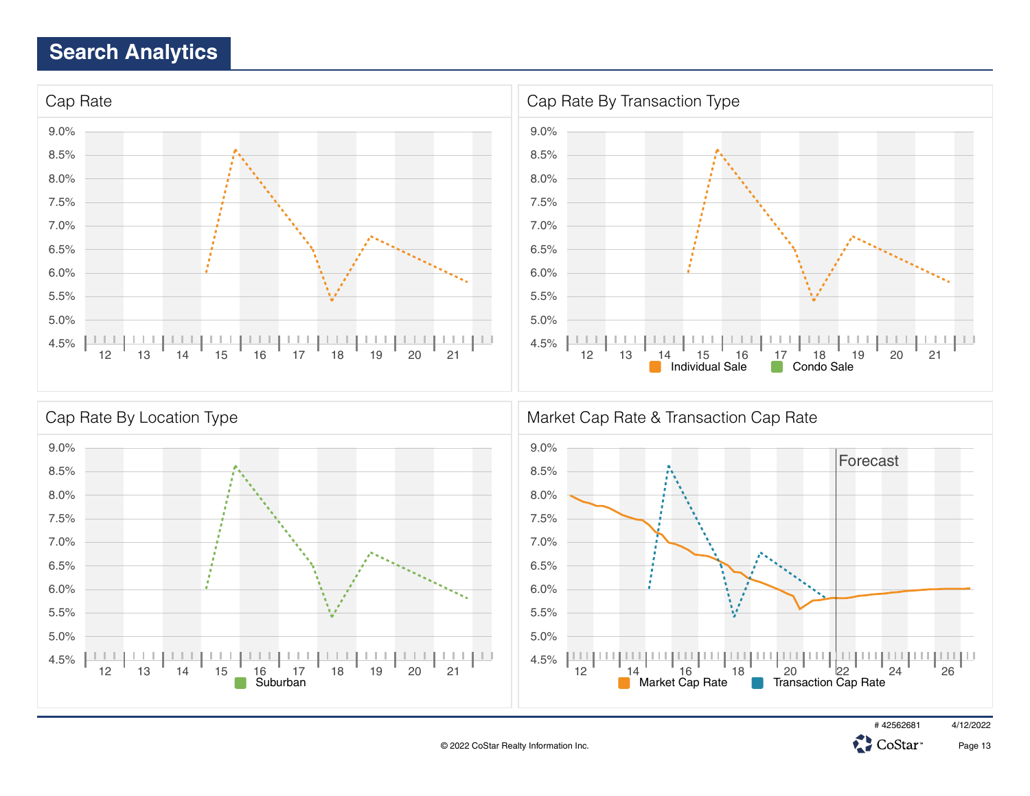# Search Analytics

## Cap Rate

9.0%
8.5%
8.0%
7.5%
7.0%
6.5%
6.0%
5.5%
5.0%
4.5%

12 13 14 15 16 17 18 19 20 21

## Cap Rate By Transaction Type

9.0%
8.5%
8.0%
7.5%
7.0%
6.5%
6.0%
5.5%
5.0%
4.5%

12 13 14 15 16 17 18 19 20 21

Individual Sale   Condo Sale

## Cap Rate By Location Type

9.0%
8.5%
8.0%
7.5%
7.0%
6.5%
6.0%
5.5%
5.0%
4.5%

12 13 14 15 16 17 18 19 20 21

Suburban

## Market Cap Rate & Transaction Cap Rate

Forecast

9.0%
8.5%
8.0%
7.5%
7.0%
6.5%
6.0%
5.5%
5.0%
4.5%

12 14 16 18 20 22 24 26

Market Cap Rate   Transaction Cap Rate

# 42562681   4/12/2022

© 2022 CoStar Realty Information Inc.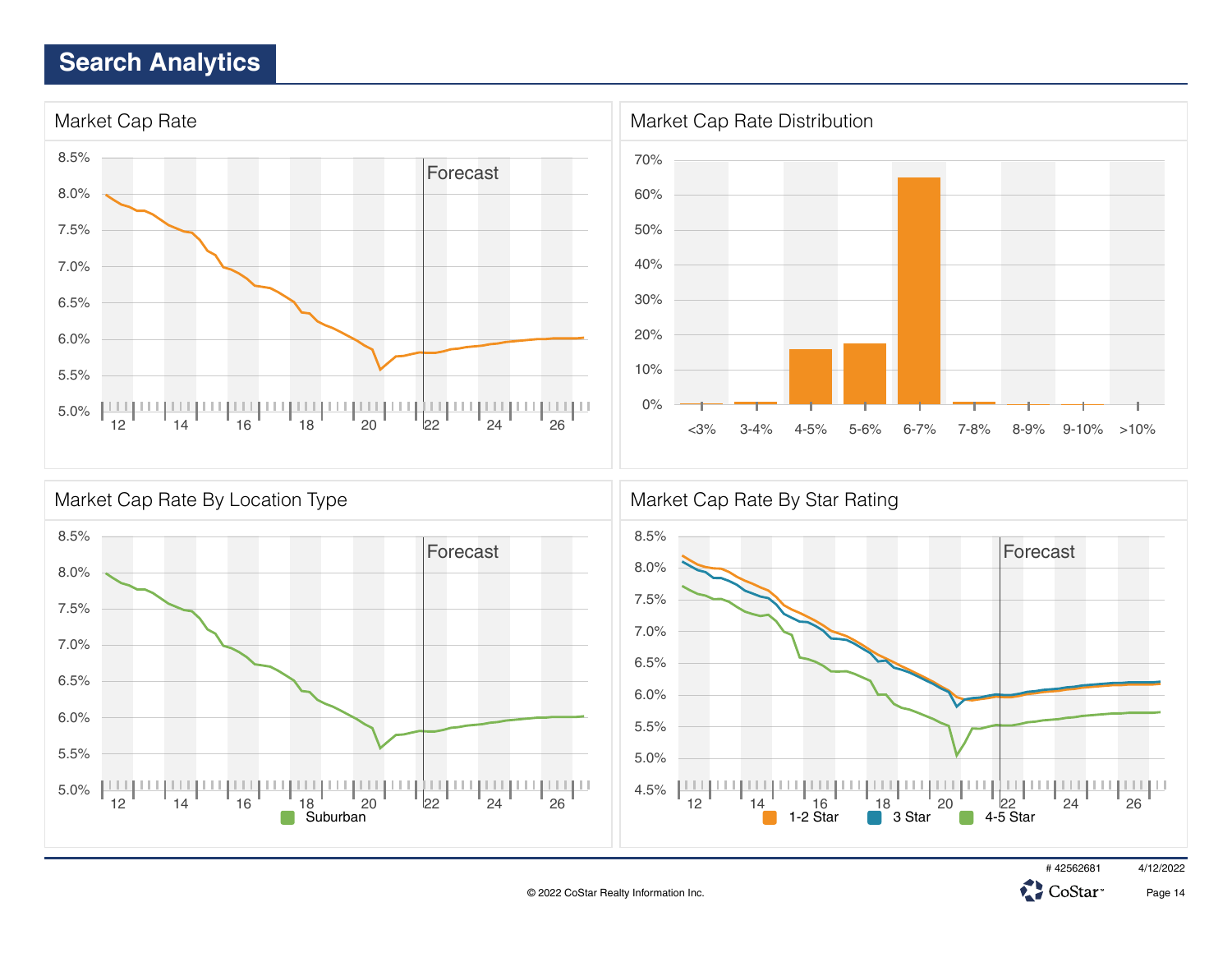# Search Analytics

## Market Cap Rate

8.5%
8.0%
7.5%
7.0%
6.5%
6.0%
5.5%
5.0%

Forecast

12 14 16 18 20 22 24 26

## Market Cap Rate Distribution

70%
60%
50%
40%
30%
20%
10%
0%

<3% 3-4% 4-5% 5-6% 6-7% 7-8% 8-9% 9-10% >10%

## Market Cap Rate By Location Type

8.5%
8.0%
7.5%
7.0%
6.5%
6.0%
5.5%
5.0%

Forecast

12 14 16 18 20 22 24 26

Suburban

## Market Cap Rate By Star Rating

8.5%
8.0%
7.5%
7.0%
6.5%
6.0%
5.5%
5.0%
4.5%

Forecast

12 14 16 18 20 22 24 26

1-2 Star 3 Star 4-5 Star

# 42562681 4/12/2022

© 2022 CoStar Realty Information Inc.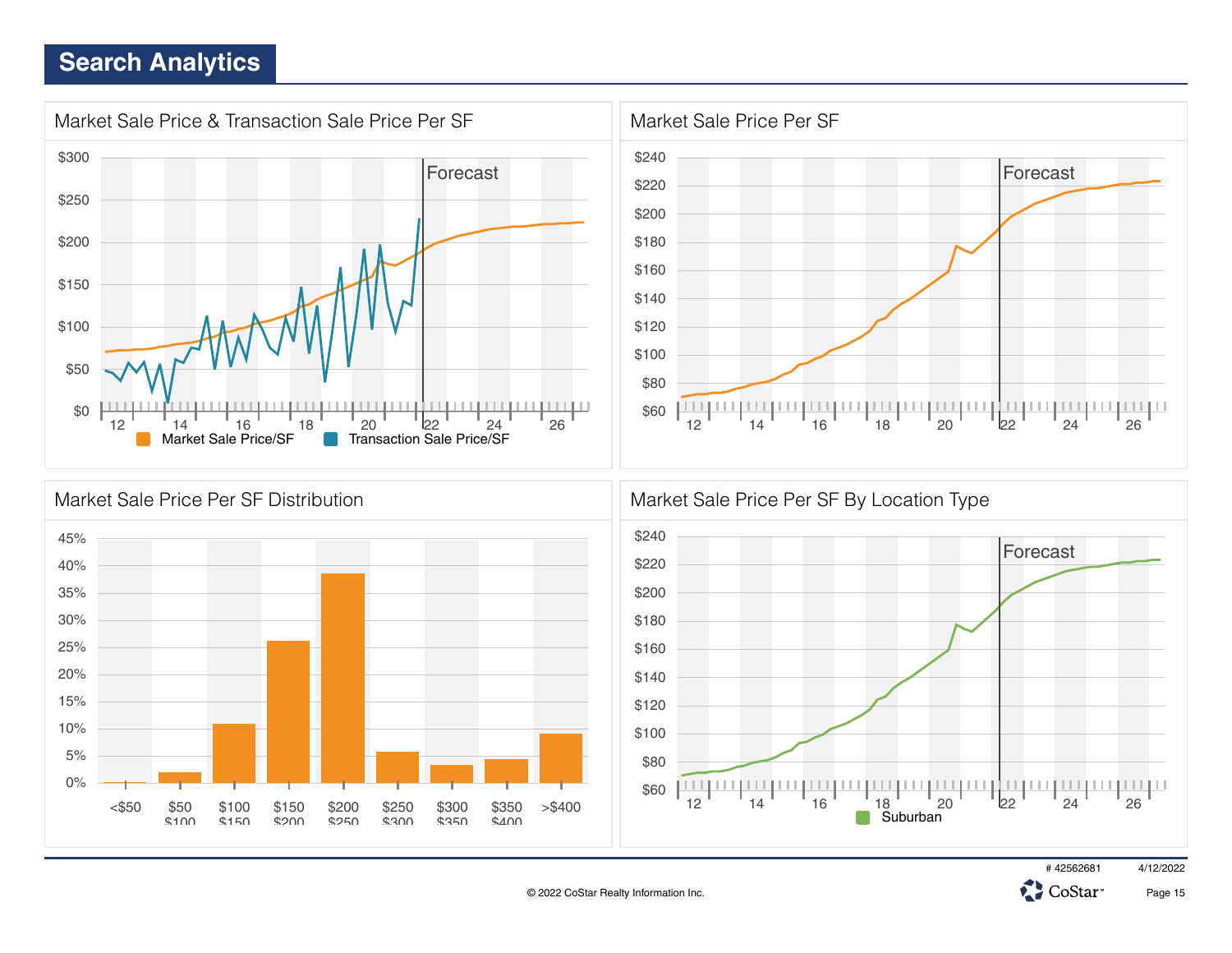# Search Analytics

## Market Sale Price & Transaction Sale Price Per SF

$300
$250
$200
$150
$100
$50
$0

Forecast

12 14 16 18 20 22 24 26

Market Sale Price/SF    Transaction Sale Price/SF

## Market Sale Price Per SF

$240
$220
$200
$180
$160
$140
$120
$100
$80
$60

Forecast

12 14 16 18 20 22 24 26

## Market Sale Price Per SF Distribution

45%
40%
35%
30%
25%
20%
15%
10%
5%
0%

<$50 | $50 $100 | $100 $150 | $150 $200 | $200 $250 | $250 $300 | $300 $350 | $350 $400 | >$400

## Market Sale Price Per SF By Location Type

$240
$220
$200
$180
$160
$140
$120
$100
$80
$60

Forecast

12 14 16 18 20 22 24 26

Suburban

# 42562681    4/12/2022

© 2022 CoStar Realty Information Inc.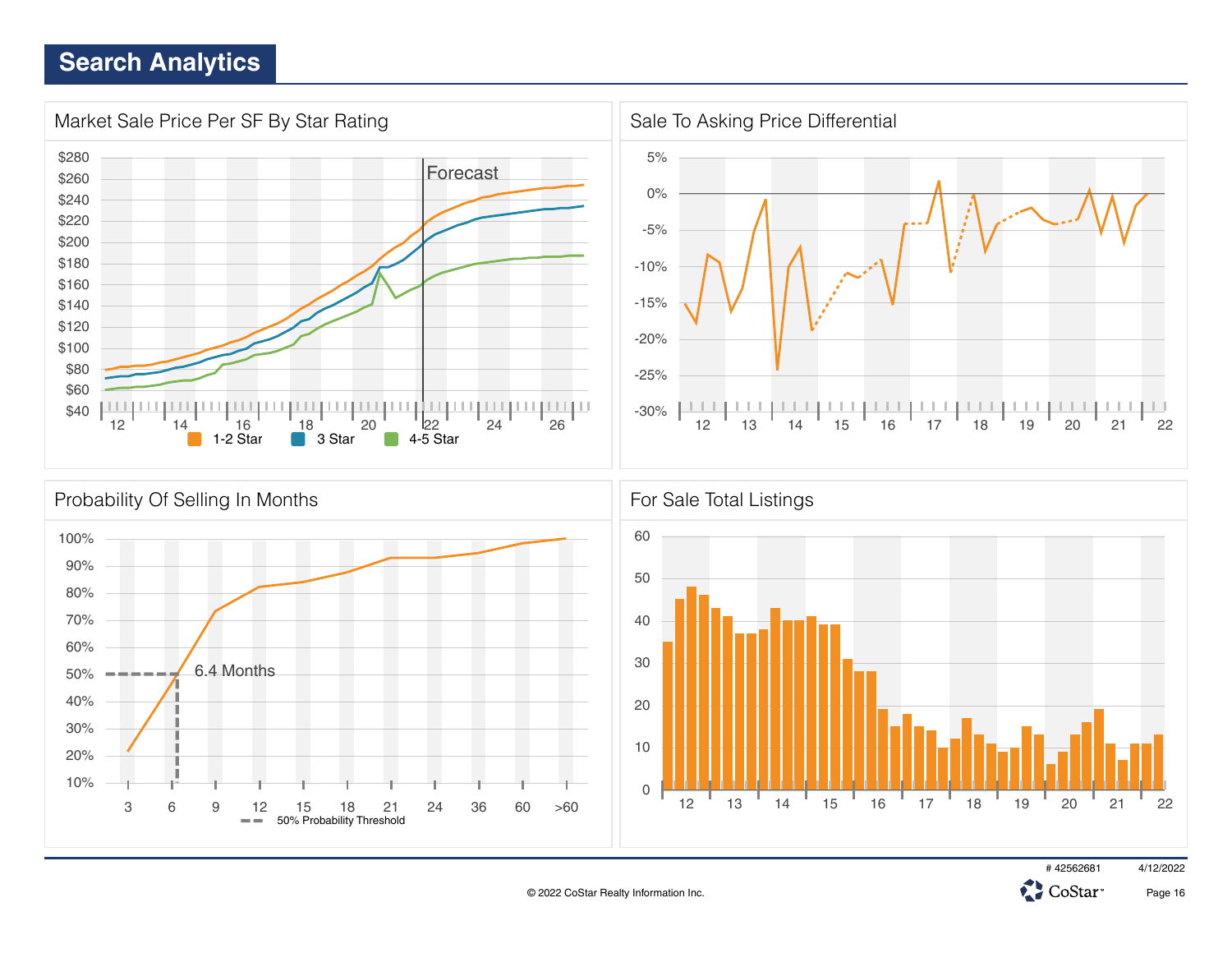# Search Analytics

## Market Sale Price Per SF By Star Rating

$280
$260
$240
$220
$200
$180
$160
$140
$120
$100
$80
$60
$40

Forecast

12 14 16 18 20 22 24 26

1-2 Star 3 Star 4-5 Star

## Sale To Asking Price Differential

5%
0%
-5%
-10%
-15%
-20%
-25%
-30%

12 13 14 15 16 17 18 19 20 21 22

## Probability Of Selling In Months

100%
90%
80%
70%
60%
50%
40%
30%
20%
10%

6.4 Months

3 6 9 12 15 18 21 24 36 60 >60

50% Probability Threshold

## For Sale Total Listings

60
50
40
30
20
10
0

12 13 14 15 16 17 18 19 20 21 22

# 42562681 4/12/2022

© 2022 CoStar Realty Information Inc.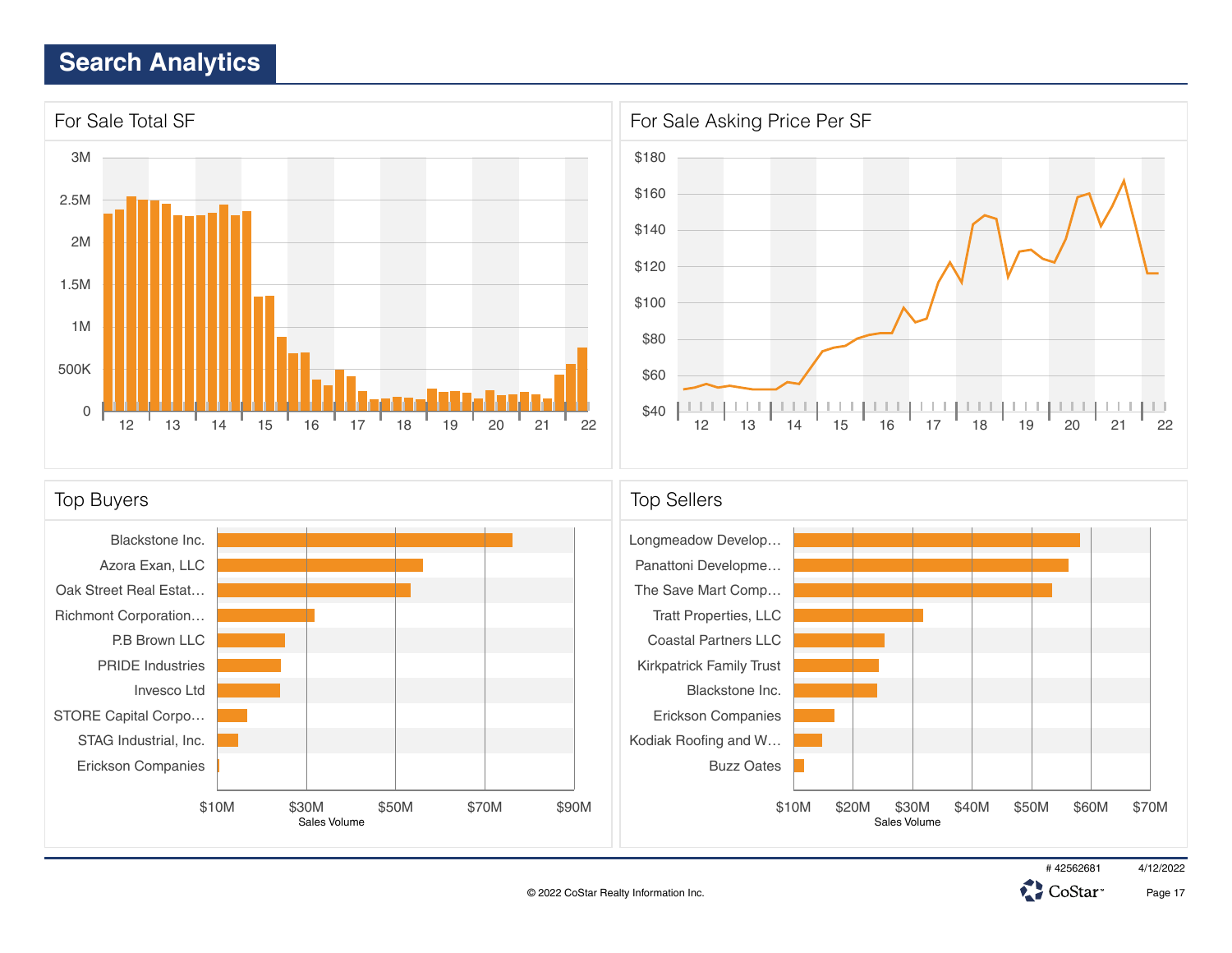# Search Analytics

## For Sale Total SF

3M
2.5M
2M
1.5M
1M
500K
0

12 13 14 15 16 17 18 19 20 21 22

## For Sale Asking Price Per SF

$180
$160
$140
$120
$100
$80
$60
$40

12 13 14 15 16 17 18 19 20 21 22

## Top Buyers

- Blackstone Inc.
- Azora Exan, LLC
- Oak Street Real Estat…
- Richmont Corporation…
- P.B Brown LLC
- PRIDE Industries
- Invesco Ltd
- STORE Capital Corpo…
- STAG Industrial, Inc.
- Erickson Companies

$10M $30M $50M $70M $90M

Sales Volume

## Top Sellers

- Longmeadow Develop…
- Panattoni Developme…
- The Save Mart Comp…
- Tratt Properties, LLC
- Coastal Partners LLC
- Kirkpatrick Family Trust
- Blackstone Inc.
- Erickson Companies
- Kodiak Roofing and W…
- Buzz Oates

$10M $20M $30M $40M $50M $60M $70M

Sales Volume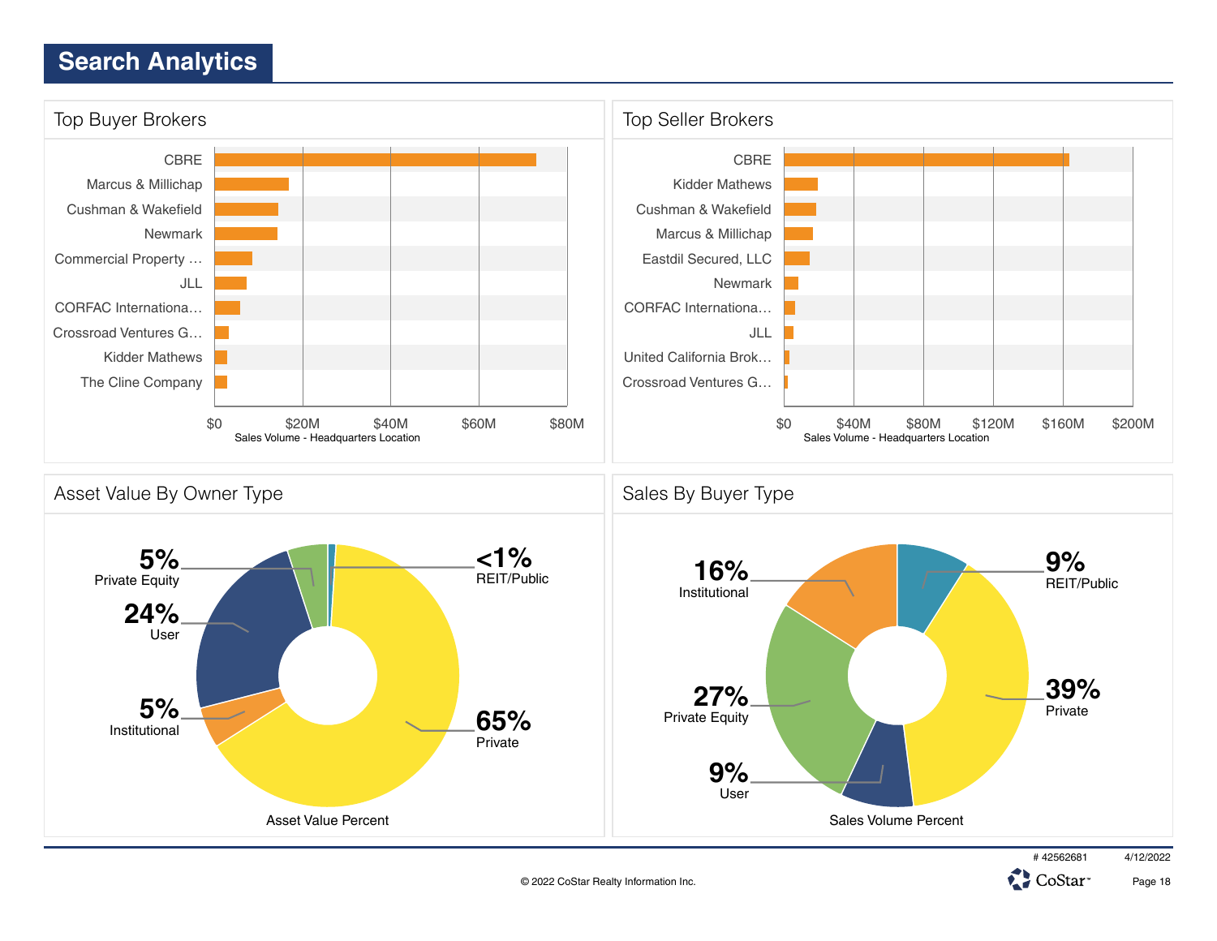# Search Analytics

## Top Buyer Brokers

- CBRE
- Marcus & Millichap
- Cushman & Wakefield
- Newmark
- Commercial Property ...
- JLL
- CORFAC Internationa...
- Crossroad Ventures G...
- Kidder Mathews
- The Cline Company

$0 | $20M | $40M | $60M | $80M

Sales Volume - Headquarters Location

## Top Seller Brokers

- CBRE
- Kidder Mathews
- Cushman & Wakefield
- Marcus & Millichap
- Eastdil Secured, LLC
- Newmark
- CORFAC Internationa...
- JLL
- United California Brok...
- Crossroad Ventures G...

$0 | $40M | $80M | $120M | $160M | $200M

Sales Volume - Headquarters Location

## Asset Value By Owner Type

| Owner Type | Percent |
| --- | --- |
| Private Equity | 5% |
| User | 24% |
| Institutional | 5% |
| REIT/Public | <1% |
| Private | 65% |

Asset Value Percent

## Sales By Buyer Type

| Buyer Type | Percent |
| --- | --- |
| Institutional | 16% |
| Private Equity | 27% |
| User | 9% |
| REIT/Public | 9% |
| Private | 39% |

Sales Volume Percent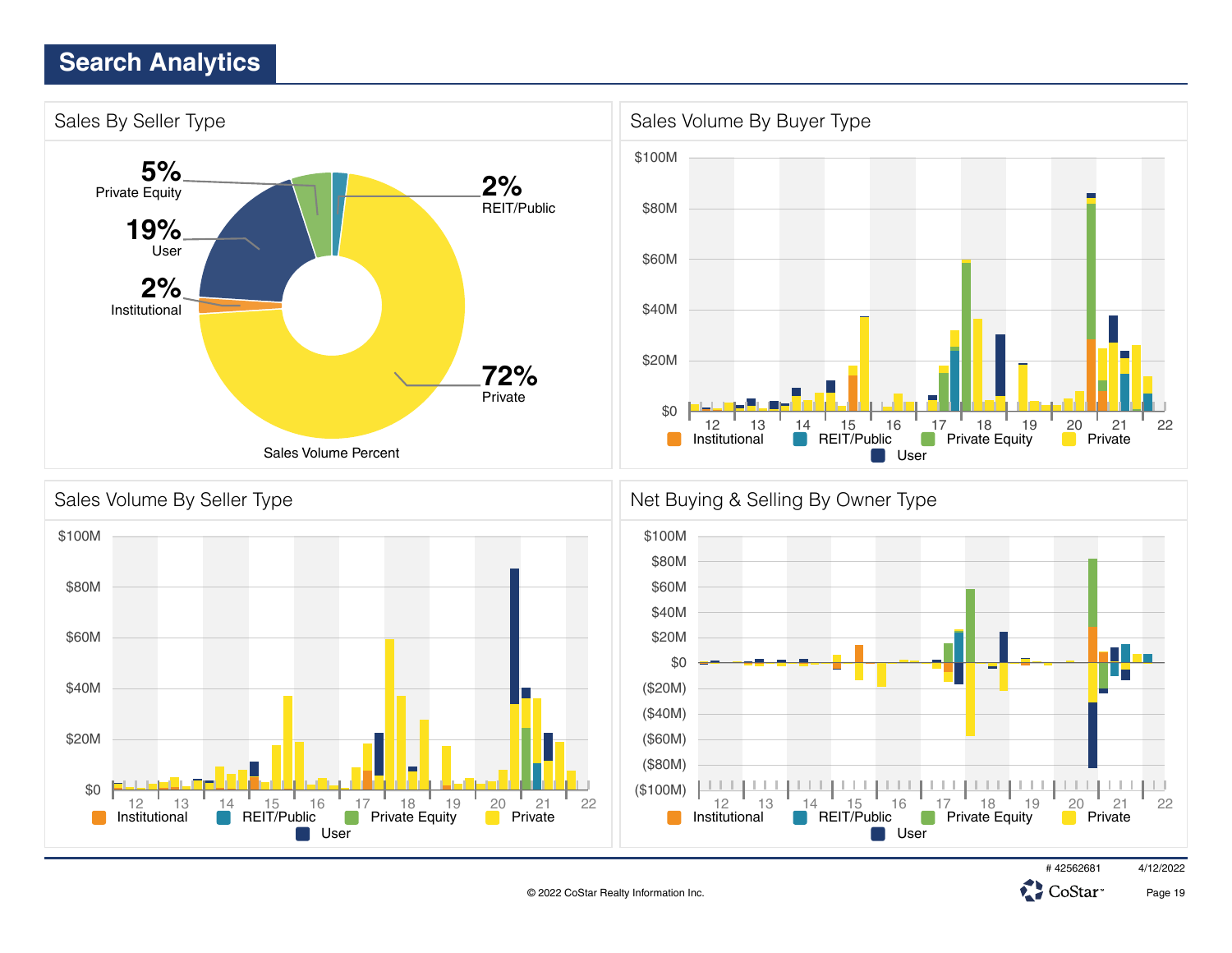# Search Analytics

## Sales By Seller Type

5% Private Equity

19% User

2% Institutional

2% REIT/Public

72% Private

Sales Volume Percent

## Sales Volume By Buyer Type

$100M, $80M, $60M, $40M, $20M, $0

12, 13, 14, 15, 16, 17, 18, 19, 20, 21, 22

Institutional, REIT/Public, Private Equity, Private, User

## Sales Volume By Seller Type

$100M, $80M, $60M, $40M, $20M, $0

12, 13, 14, 15, 16, 17, 18, 19, 20, 21, 22

Institutional, REIT/Public, Private Equity, Private, User

## Net Buying & Selling By Owner Type

$100M, $80M, $60M, $40M, $20M, $0, ($20M), ($40M), ($60M), ($80M), ($100M)

12, 13, 14, 15, 16, 17, 18, 19, 20, 21, 22

Institutional, REIT/Public, Private Equity, Private, User

# 42562681 4/12/2022

© 2022 CoStar Realty Information Inc.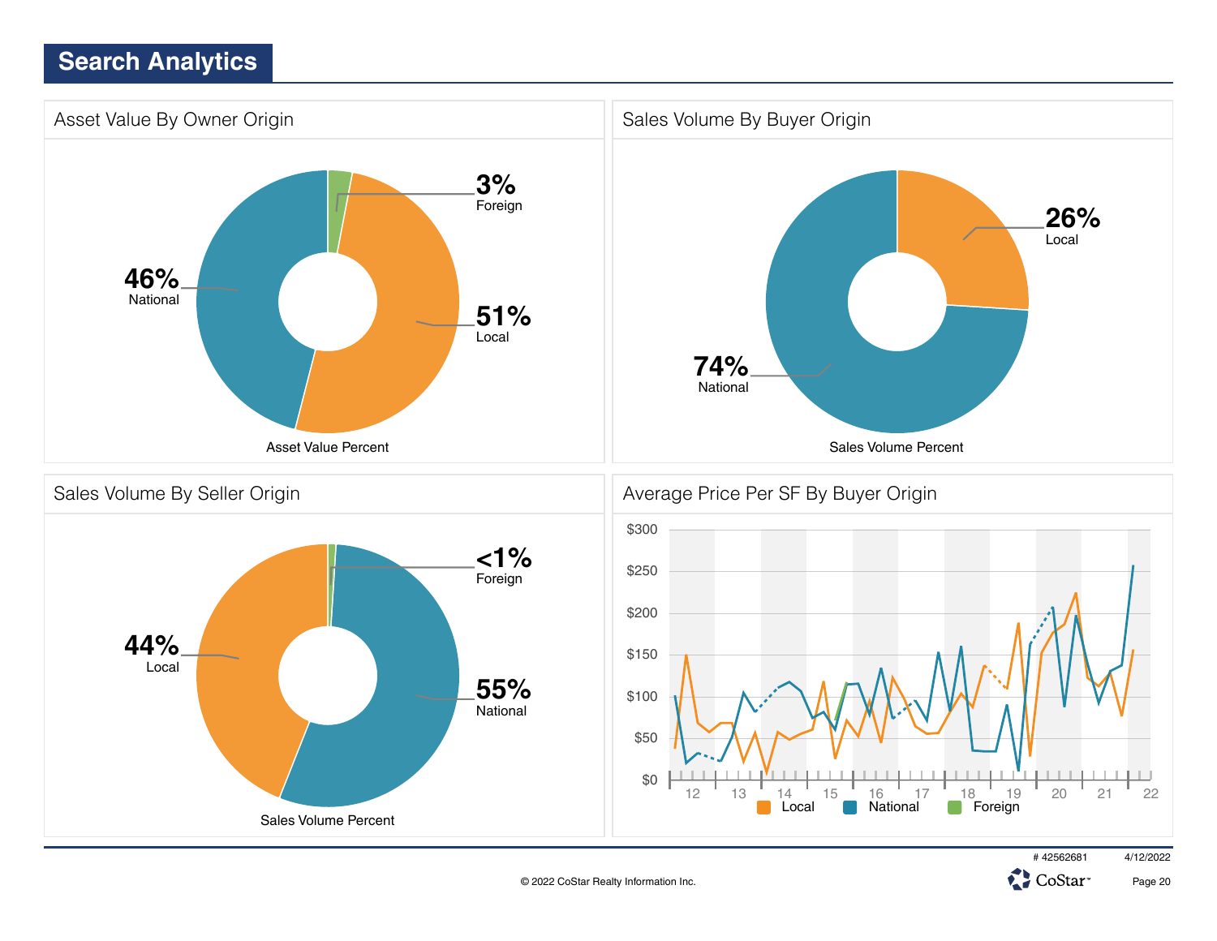# Search Analytics

## Asset Value By Owner Origin

**3%** Foreign

**51%** Local

**46%** National

Asset Value Percent

## Sales Volume By Buyer Origin

**26%** Local

**74%** National

Sales Volume Percent

## Sales Volume By Seller Origin

**<1%** Foreign

**55%** National

**44%** Local

Sales Volume Percent

## Average Price Per SF By Buyer Origin

$300 $250 $200 $150 $100 $50 $0

12 13 14 15 16 17 18 19 20 21 22

Local National Foreign

# 42562681 4/12/2022

© 2022 CoStar Realty Information Inc.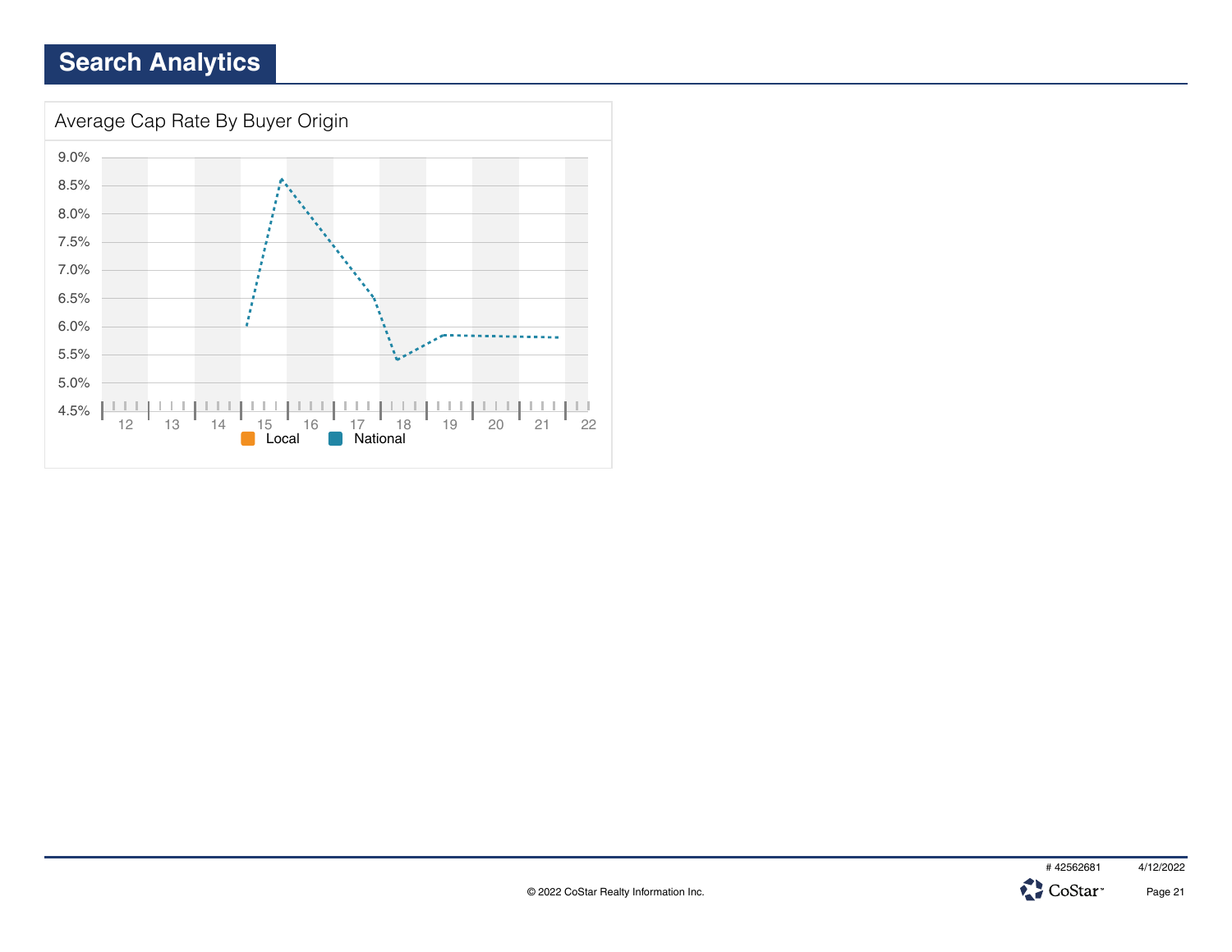# Search Analytics

## Average Cap Rate By Buyer Origin

9.0%
8.5%
8.0%
7.5%
7.0%
6.5%
6.0%
5.5%
5.0%
4.5%

12 13 14 15 16 17 18 19 20 21 22

Local National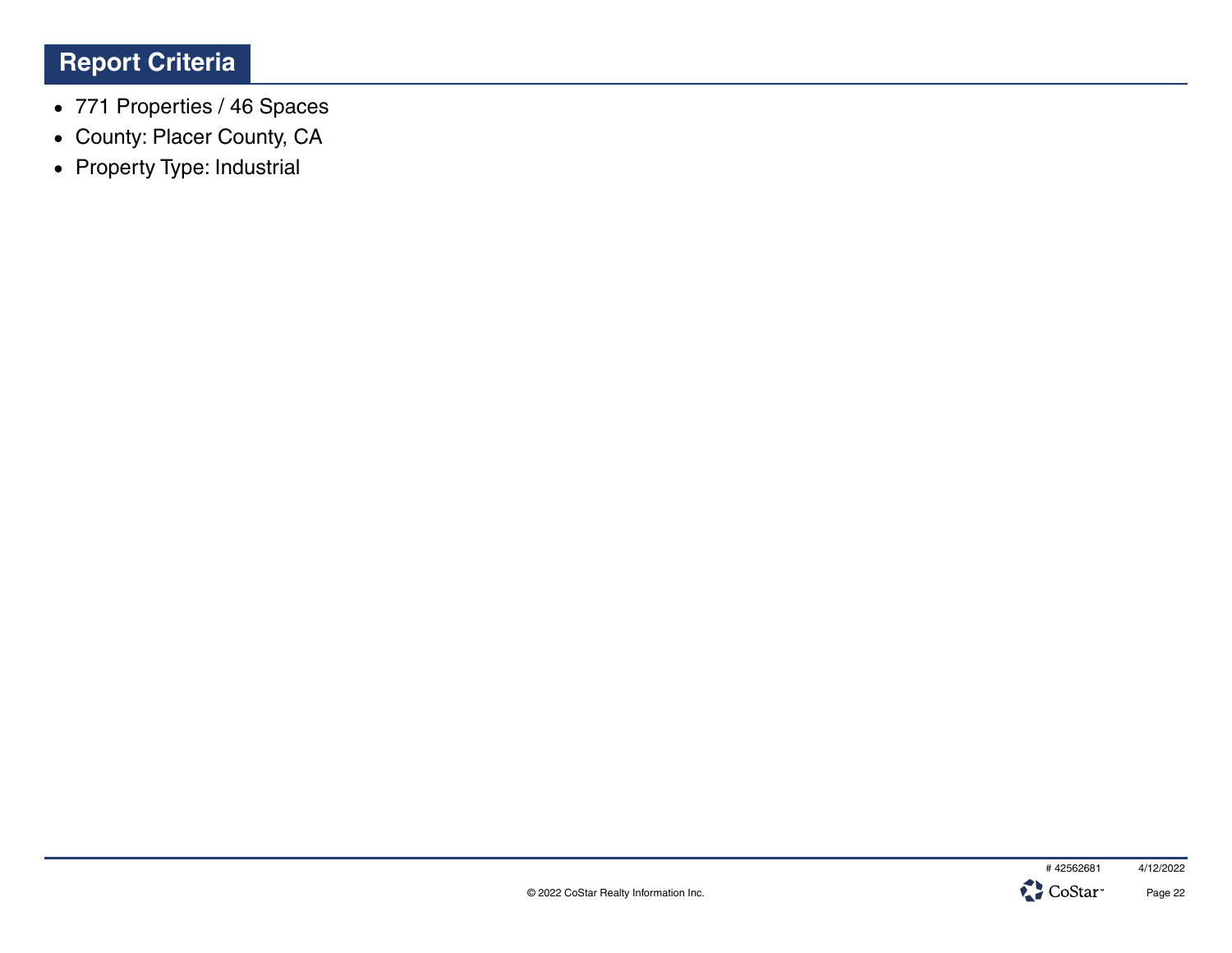## Report Criteria

- 771 Properties / 46 Spaces
- County: Placer County, CA
- Property Type: Industrial